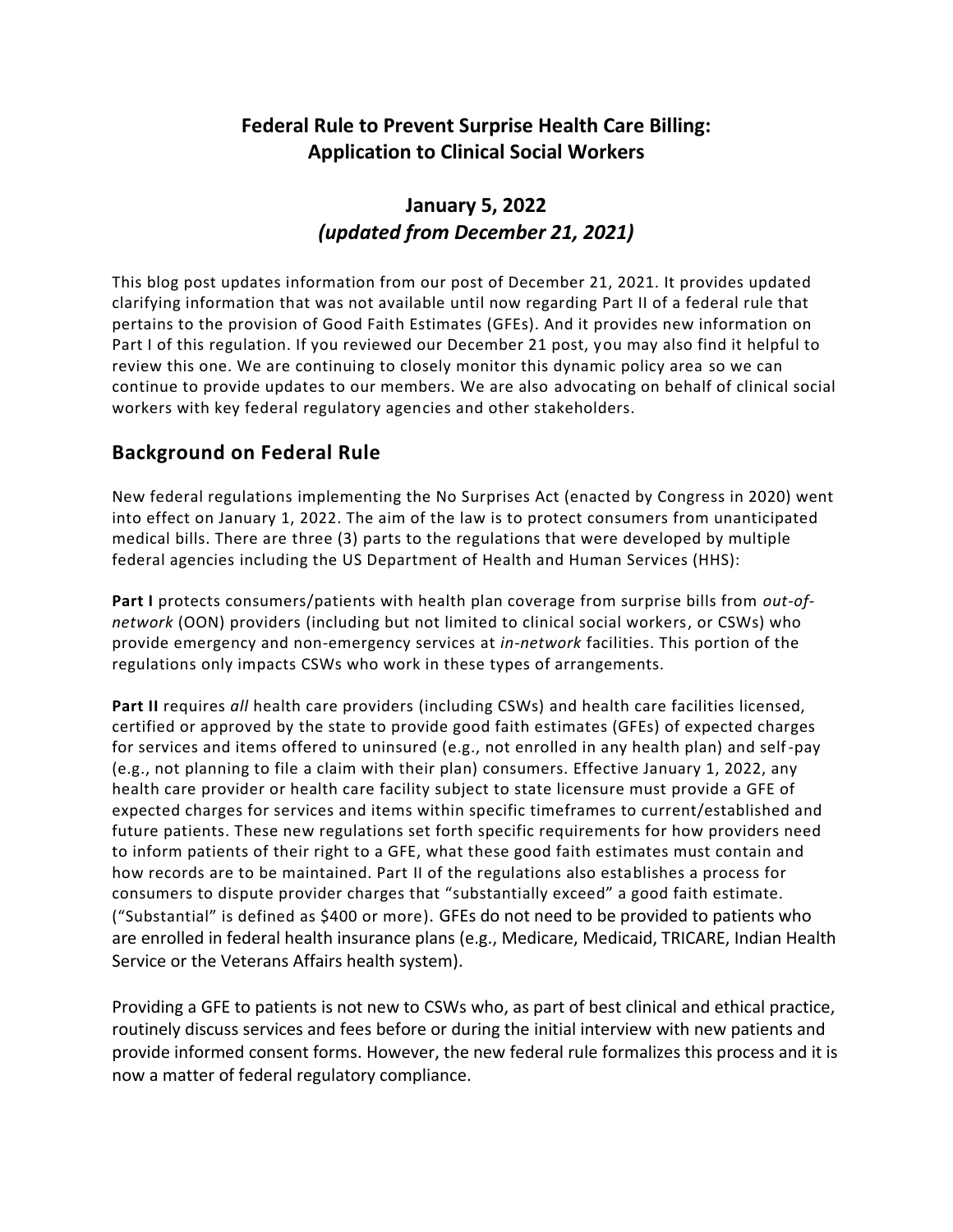# Federal Rule to Prevent Surprise Health Care Billing: Application to Clinical Social Workers

## January 5, 2022
## *(updated from December 21, 2021)*

This blog post updates information from our post of December 21, 2021. It provides updated clarifying information that was not available until now regarding Part II of a federal rule that pertains to the provision of Good Faith Estimates (GFEs). And it provides new information on Part I of this regulation. If you reviewed our December 21 post, you may also find it helpful to review this one. We are continuing to closely monitor this dynamic policy area so we can continue to provide updates to our members. We are also advocating on behalf of clinical social workers with key federal regulatory agencies and other stakeholders.

## Background on Federal Rule

New federal regulations implementing the No Surprises Act (enacted by Congress in 2020) went into effect on January 1, 2022. The aim of the law is to protect consumers from unanticipated medical bills. There are three (3) parts to the regulations that were developed by multiple federal agencies including the US Department of Health and Human Services (HHS):

**Part I** protects consumers/patients with health plan coverage from surprise bills from *out-of-network* (OON) providers (including but not limited to clinical social workers, or CSWs) who provide emergency and non-emergency services at *in-network* facilities. This portion of the regulations only impacts CSWs who work in these types of arrangements.

**Part II** requires *all* health care providers (including CSWs) and health care facilities licensed, certified or approved by the state to provide good faith estimates (GFEs) of expected charges for services and items offered to uninsured (e.g., not enrolled in any health plan) and self-pay (e.g., not planning to file a claim with their plan) consumers. Effective January 1, 2022, any health care provider or health care facility subject to state licensure must provide a GFE of expected charges for services and items within specific timeframes to current/established and future patients. These new regulations set forth specific requirements for how providers need to inform patients of their right to a GFE, what these good faith estimates must contain and how records are to be maintained. Part II of the regulations also establishes a process for consumers to dispute provider charges that "substantially exceed" a good faith estimate. ("Substantial" is defined as $400 or more). GFEs do not need to be provided to patients who are enrolled in federal health insurance plans (e.g., Medicare, Medicaid, TRICARE, Indian Health Service or the Veterans Affairs health system).

Providing a GFE to patients is not new to CSWs who, as part of best clinical and ethical practice, routinely discuss services and fees before or during the initial interview with new patients and provide informed consent forms. However, the new federal rule formalizes this process and it is now a matter of federal regulatory compliance.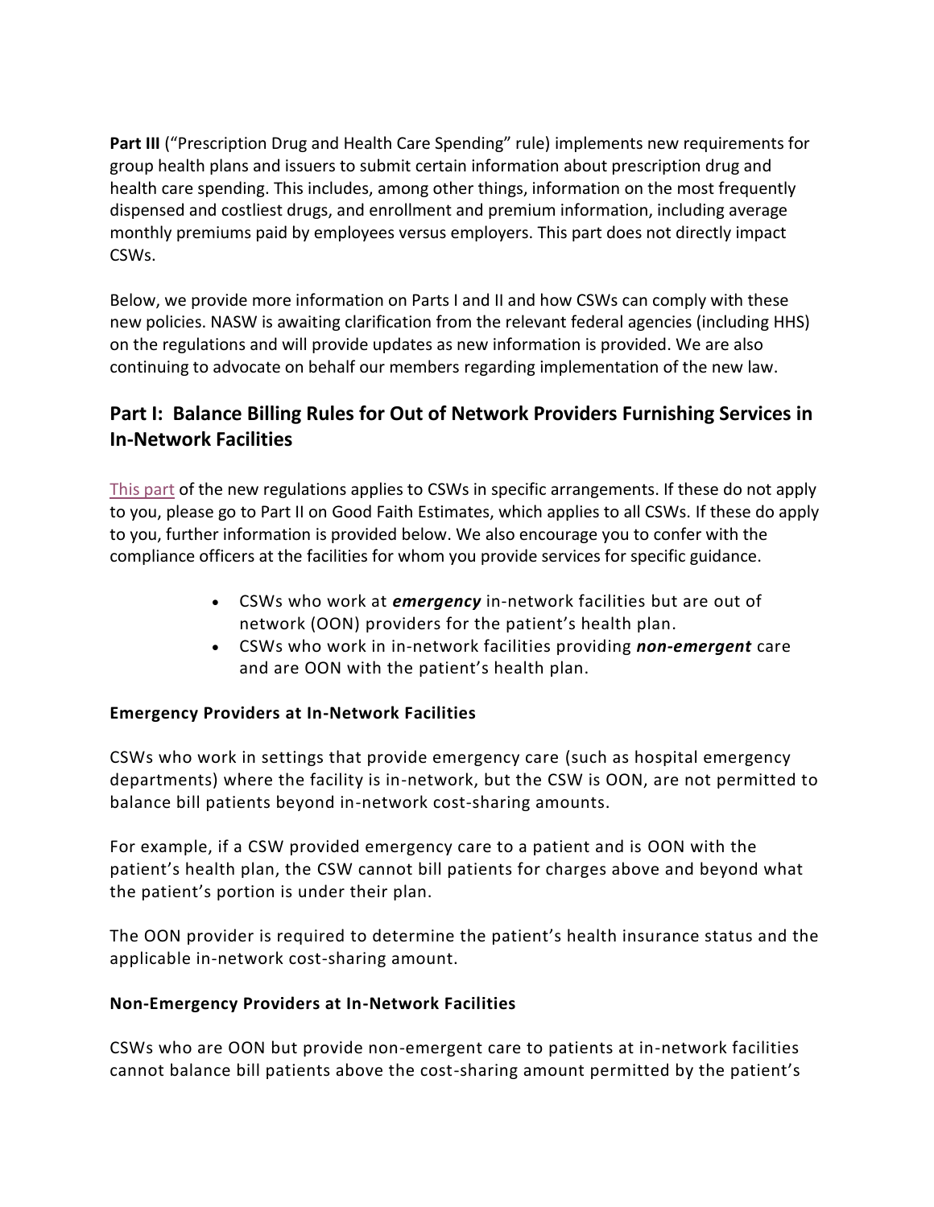**Part III** ("Prescription Drug and Health Care Spending" rule) implements new requirements for group health plans and issuers to submit certain information about prescription drug and health care spending. This includes, among other things, information on the most frequently dispensed and costliest drugs, and enrollment and premium information, including average monthly premiums paid by employees versus employers. This part does not directly impact CSWs.

Below, we provide more information on Parts I and II and how CSWs can comply with these new policies. NASW is awaiting clarification from the relevant federal agencies (including HHS) on the regulations and will provide updates as new information is provided. We are also continuing to advocate on behalf our members regarding implementation of the new law.

## Part I: Balance Billing Rules for Out of Network Providers Furnishing Services in In-Network Facilities

This part of the new regulations applies to CSWs in specific arrangements. If these do not apply to you, please go to Part II on Good Faith Estimates, which applies to all CSWs. If these do apply to you, further information is provided below. We also encourage you to confer with the compliance officers at the facilities for whom you provide services for specific guidance.

- CSWs who work at ***emergency*** in-network facilities but are out of network (OON) providers for the patient's health plan.
- CSWs who work in in-network facilities providing ***non-emergent*** care and are OON with the patient's health plan.

### Emergency Providers at In-Network Facilities

CSWs who work in settings that provide emergency care (such as hospital emergency departments) where the facility is in-network, but the CSW is OON, are not permitted to balance bill patients beyond in-network cost-sharing amounts.

For example, if a CSW provided emergency care to a patient and is OON with the patient's health plan, the CSW cannot bill patients for charges above and beyond what the patient's portion is under their plan.

The OON provider is required to determine the patient's health insurance status and the applicable in-network cost-sharing amount.

### Non-Emergency Providers at In-Network Facilities

CSWs who are OON but provide non-emergent care to patients at in-network facilities cannot balance bill patients above the cost-sharing amount permitted by the patient's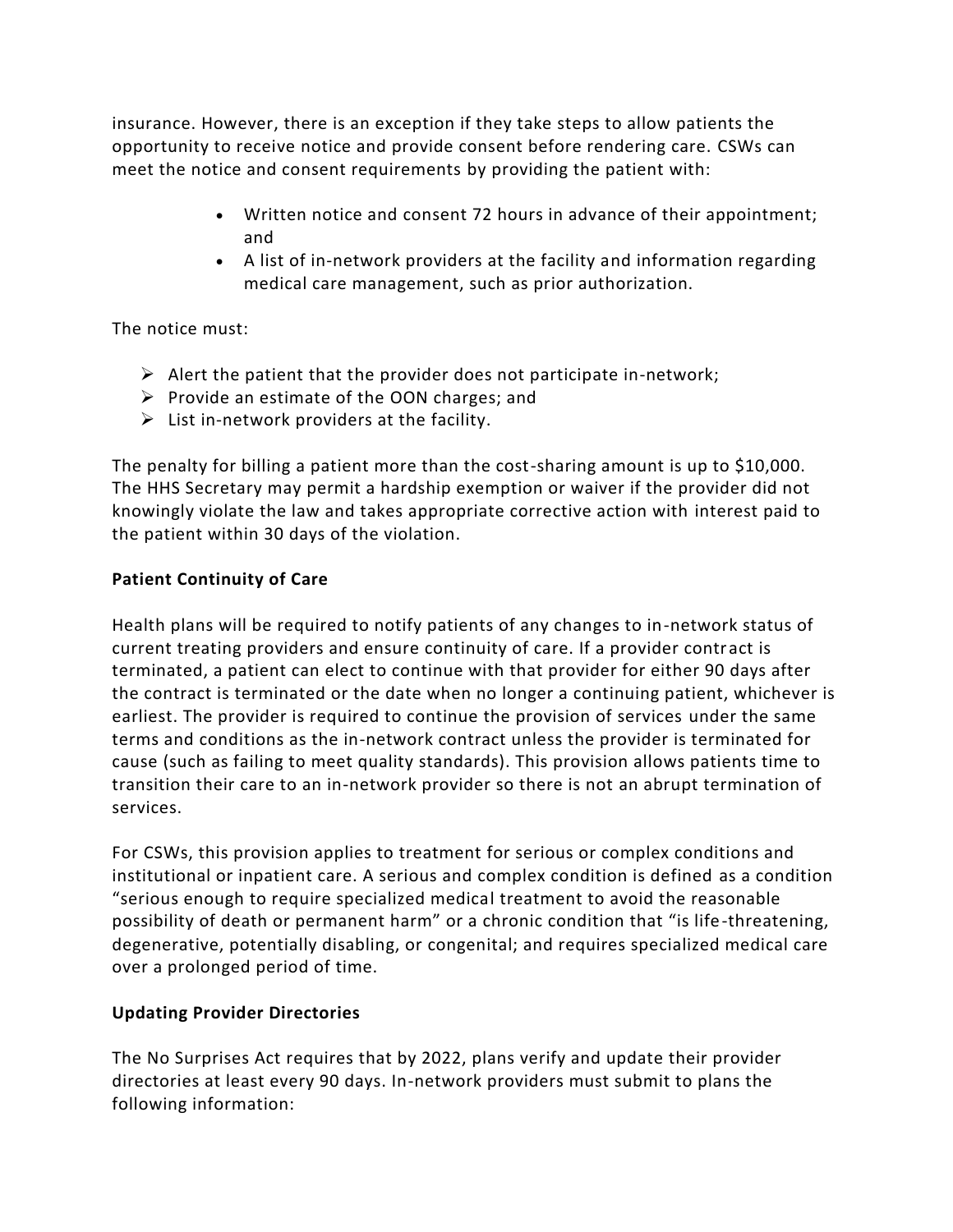insurance. However, there is an exception if they take steps to allow patients the opportunity to receive notice and provide consent before rendering care. CSWs can meet the notice and consent requirements by providing the patient with:

- Written notice and consent 72 hours in advance of their appointment; and
- A list of in-network providers at the facility and information regarding medical care management, such as prior authorization.

The notice must:

- Alert the patient that the provider does not participate in-network;
- Provide an estimate of the OON charges; and
- List in-network providers at the facility.

The penalty for billing a patient more than the cost-sharing amount is up to $10,000. The HHS Secretary may permit a hardship exemption or waiver if the provider did not knowingly violate the law and takes appropriate corrective action with interest paid to the patient within 30 days of the violation.

**Patient Continuity of Care**

Health plans will be required to notify patients of any changes to in-network status of current treating providers and ensure continuity of care. If a provider contract is terminated, a patient can elect to continue with that provider for either 90 days after the contract is terminated or the date when no longer a continuing patient, whichever is earliest. The provider is required to continue the provision of services under the same terms and conditions as the in-network contract unless the provider is terminated for cause (such as failing to meet quality standards). This provision allows patients time to transition their care to an in-network provider so there is not an abrupt termination of services.

For CSWs, this provision applies to treatment for serious or complex conditions and institutional or inpatient care. A serious and complex condition is defined as a condition "serious enough to require specialized medical treatment to avoid the reasonable possibility of death or permanent harm" or a chronic condition that "is life-threatening, degenerative, potentially disabling, or congenital; and requires specialized medical care over a prolonged period of time.

**Updating Provider Directories**

The No Surprises Act requires that by 2022, plans verify and update their provider directories at least every 90 days. In-network providers must submit to plans the following information: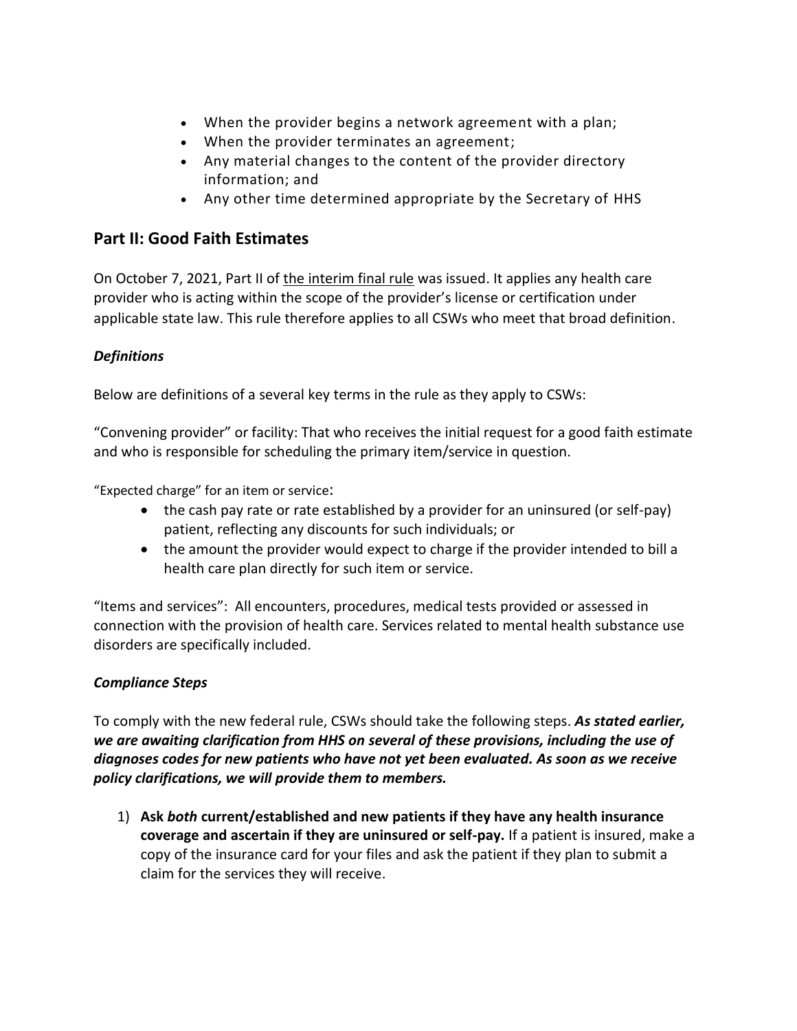- When the provider begins a network agreement with a plan;
- When the provider terminates an agreement;
- Any material changes to the content of the provider directory information; and
- Any other time determined appropriate by the Secretary of HHS

## Part II: Good Faith Estimates

On October 7, 2021, Part II of the interim final rule was issued. It applies any health care provider who is acting within the scope of the provider's license or certification under applicable state law. This rule therefore applies to all CSWs who meet that broad definition.

### *Definitions*

Below are definitions of a several key terms in the rule as they apply to CSWs:

"Convening provider" or facility: That who receives the initial request for a good faith estimate and who is responsible for scheduling the primary item/service in question.

"Expected charge" for an item or service:

- the cash pay rate or rate established by a provider for an uninsured (or self-pay) patient, reflecting any discounts for such individuals; or
- the amount the provider would expect to charge if the provider intended to bill a health care plan directly for such item or service.

"Items and services": All encounters, procedures, medical tests provided or assessed in connection with the provision of health care. Services related to mental health substance use disorders are specifically included.

### *Compliance Steps*

To comply with the new federal rule, CSWs should take the following steps. ***As stated earlier, we are awaiting clarification from HHS on several of these provisions, including the use of diagnoses codes for new patients who have not yet been evaluated. As soon as we receive policy clarifications, we will provide them to members.***

1) **Ask *both* current/established and new patients if they have any health insurance coverage and ascertain if they are uninsured or self-pay.** If a patient is insured, make a copy of the insurance card for your files and ask the patient if they plan to submit a claim for the services they will receive.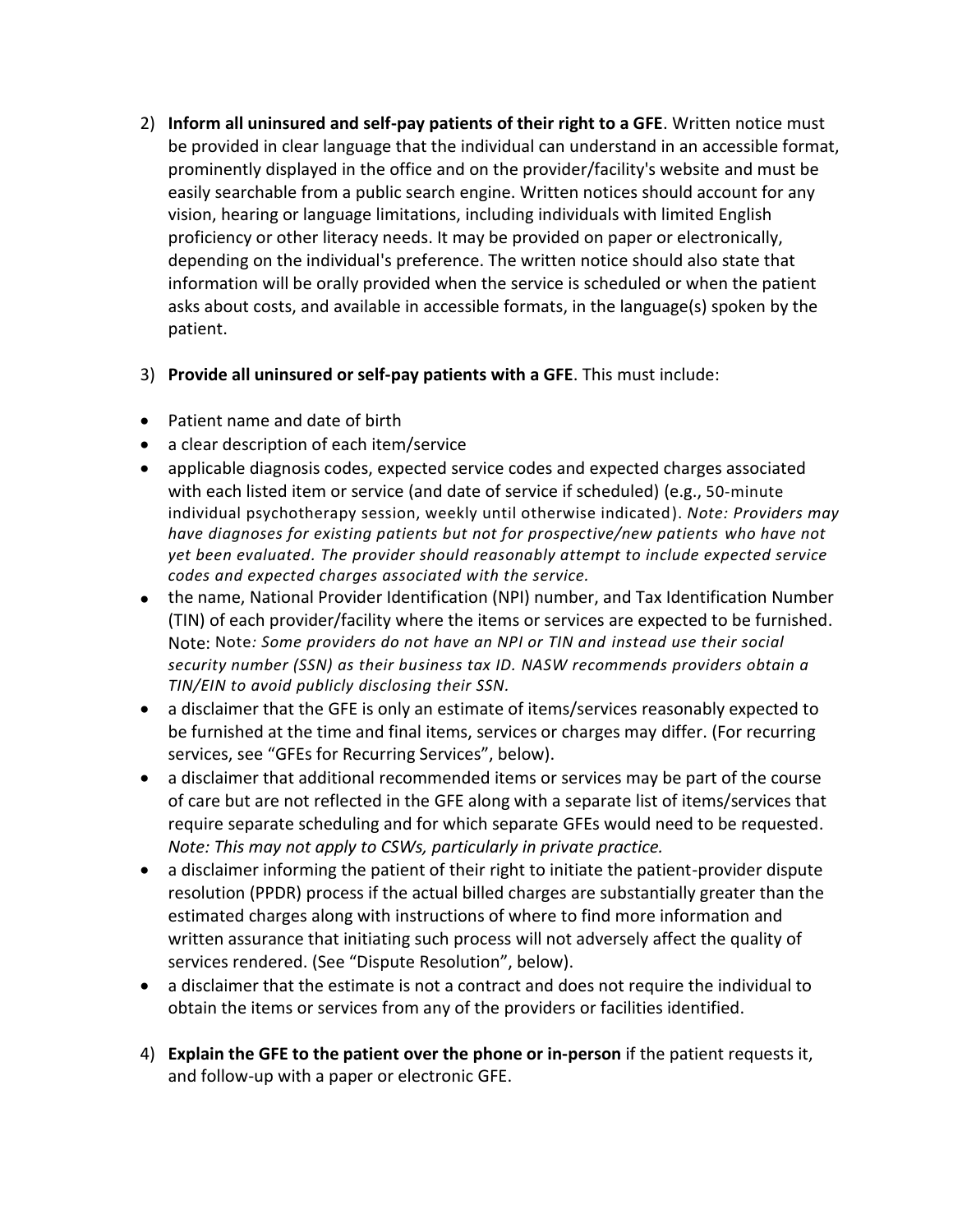2) **Inform all uninsured and self-pay patients of their right to a GFE**. Written notice must be provided in clear language that the individual can understand in an accessible format, prominently displayed in the office and on the provider/facility's website and must be easily searchable from a public search engine. Written notices should account for any vision, hearing or language limitations, including individuals with limited English proficiency or other literacy needs. It may be provided on paper or electronically, depending on the individual's preference. The written notice should also state that information will be orally provided when the service is scheduled or when the patient asks about costs, and available in accessible formats, in the language(s) spoken by the patient.

3) **Provide all uninsured or self-pay patients with a GFE**. This must include:

- Patient name and date of birth
- a clear description of each item/service
- applicable diagnosis codes, expected service codes and expected charges associated with each listed item or service (and date of service if scheduled) (e.g., 50-minute individual psychotherapy session, weekly until otherwise indicated). *Note: Providers may have diagnoses for existing patients but not for prospective/new patients who have not yet been evaluated. The provider should reasonably attempt to include expected service codes and expected charges associated with the service.*
- the name, National Provider Identification (NPI) number, and Tax Identification Number (TIN) of each provider/facility where the items or services are expected to be furnished. Note: Note*: Some providers do not have an NPI or TIN and instead use their social security number (SSN) as their business tax ID. NASW recommends providers obtain a TIN/EIN to avoid publicly disclosing their SSN.*
- a disclaimer that the GFE is only an estimate of items/services reasonably expected to be furnished at the time and final items, services or charges may differ. (For recurring services, see "GFEs for Recurring Services", below).
- a disclaimer that additional recommended items or services may be part of the course of care but are not reflected in the GFE along with a separate list of items/services that require separate scheduling and for which separate GFEs would need to be requested. *Note: This may not apply to CSWs, particularly in private practice.*
- a disclaimer informing the patient of their right to initiate the patient-provider dispute resolution (PPDR) process if the actual billed charges are substantially greater than the estimated charges along with instructions of where to find more information and written assurance that initiating such process will not adversely affect the quality of services rendered. (See "Dispute Resolution", below).
- a disclaimer that the estimate is not a contract and does not require the individual to obtain the items or services from any of the providers or facilities identified.

4) **Explain the GFE to the patient over the phone or in-person** if the patient requests it, and follow-up with a paper or electronic GFE.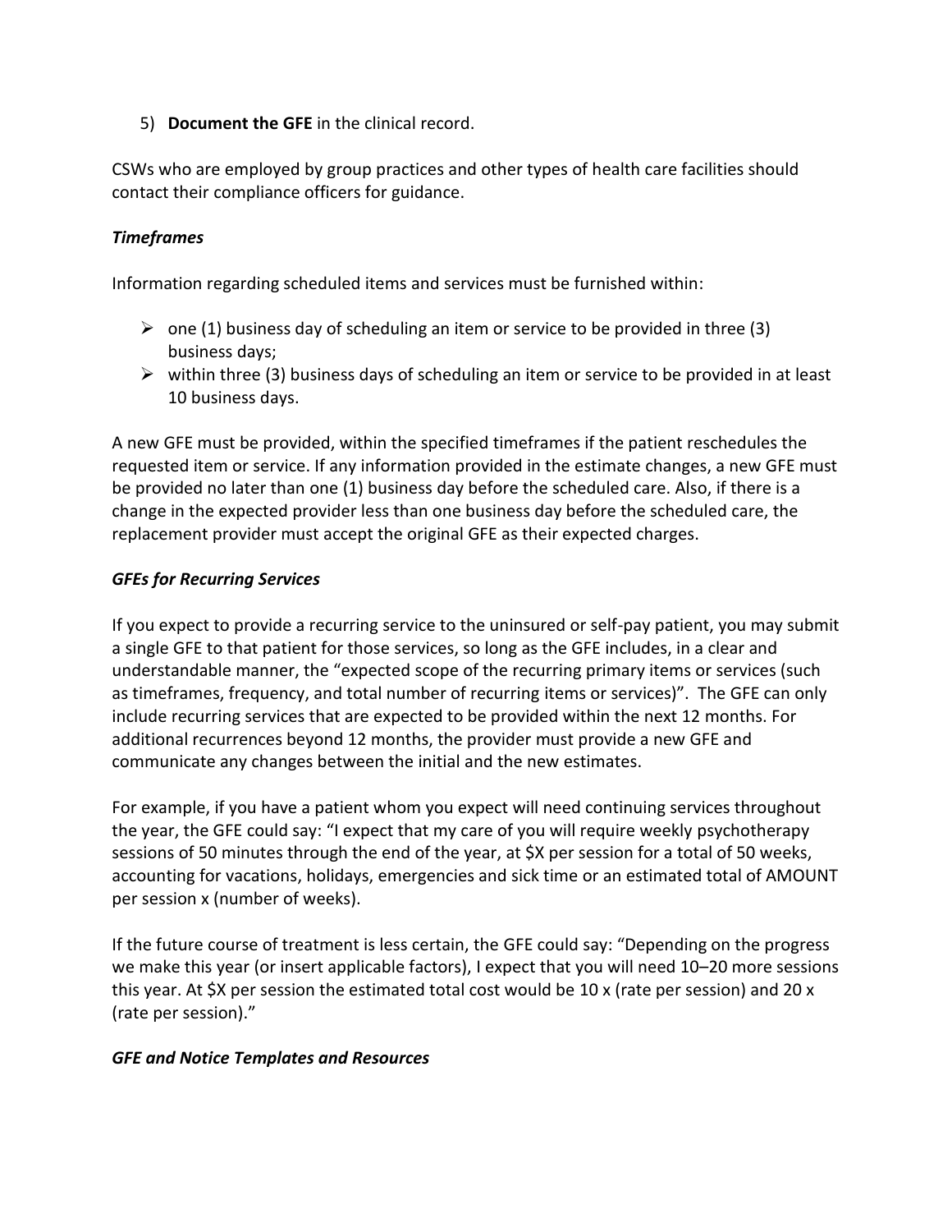5) **Document the GFE** in the clinical record.

CSWs who are employed by group practices and other types of health care facilities should contact their compliance officers for guidance.

***Timeframes***

Information regarding scheduled items and services must be furnished within:

- one (1) business day of scheduling an item or service to be provided in three (3) business days;
- within three (3) business days of scheduling an item or service to be provided in at least 10 business days.

A new GFE must be provided, within the specified timeframes if the patient reschedules the requested item or service. If any information provided in the estimate changes, a new GFE must be provided no later than one (1) business day before the scheduled care. Also, if there is a change in the expected provider less than one business day before the scheduled care, the replacement provider must accept the original GFE as their expected charges.

***GFEs for Recurring Services***

If you expect to provide a recurring service to the uninsured or self-pay patient, you may submit a single GFE to that patient for those services, so long as the GFE includes, in a clear and understandable manner, the "expected scope of the recurring primary items or services (such as timeframes, frequency, and total number of recurring items or services)". The GFE can only include recurring services that are expected to be provided within the next 12 months. For additional recurrences beyond 12 months, the provider must provide a new GFE and communicate any changes between the initial and the new estimates.

For example, if you have a patient whom you expect will need continuing services throughout the year, the GFE could say: "I expect that my care of you will require weekly psychotherapy sessions of 50 minutes through the end of the year, at $X per session for a total of 50 weeks, accounting for vacations, holidays, emergencies and sick time or an estimated total of AMOUNT per session x (number of weeks).

If the future course of treatment is less certain, the GFE could say: "Depending on the progress we make this year (or insert applicable factors), I expect that you will need 10–20 more sessions this year. At $X per session the estimated total cost would be 10 x (rate per session) and 20 x (rate per session)."

***GFE and Notice Templates and Resources***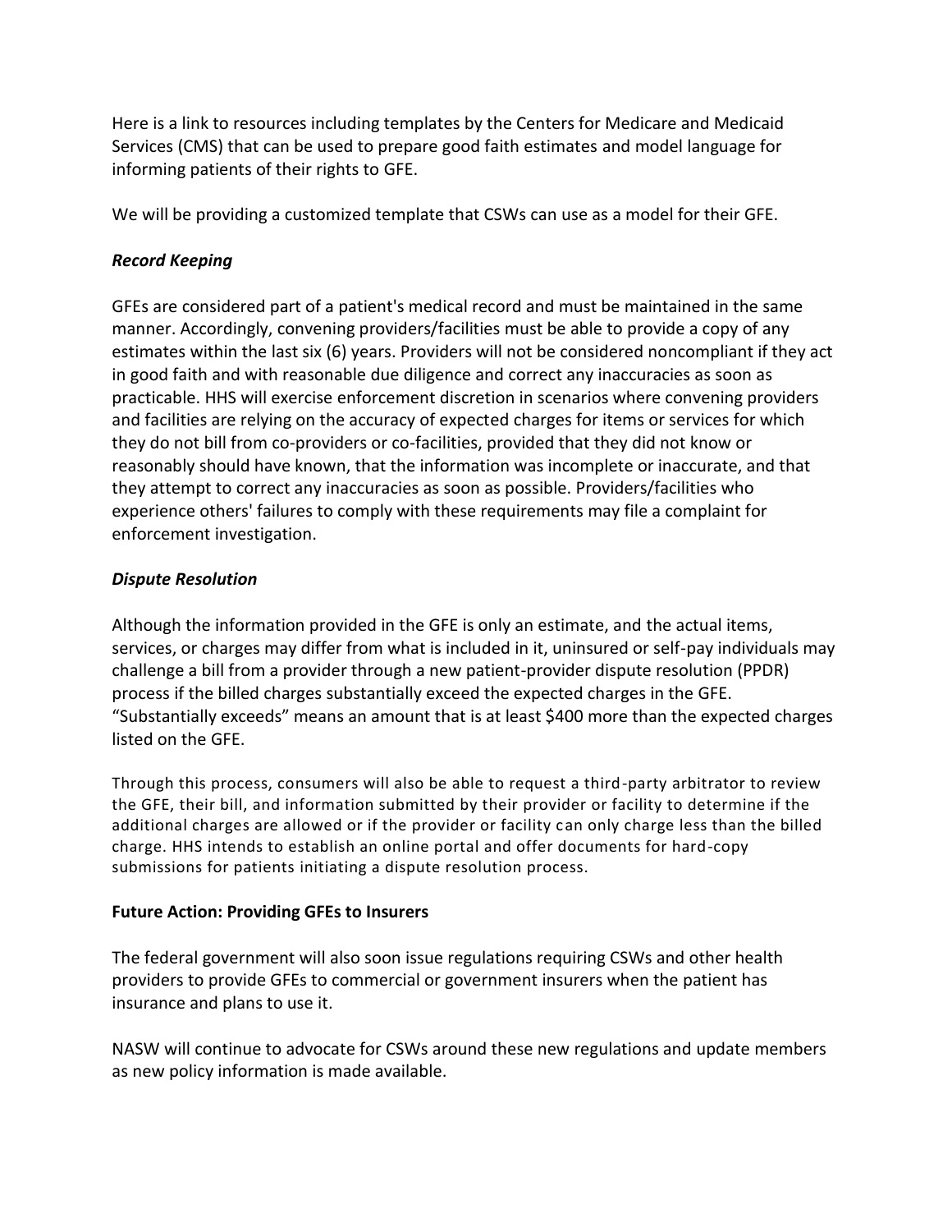Here is a link to resources including templates by the Centers for Medicare and Medicaid Services (CMS) that can be used to prepare good faith estimates and model language for informing patients of their rights to GFE.

We will be providing a customized template that CSWs can use as a model for their GFE.

### *Record Keeping*

GFEs are considered part of a patient's medical record and must be maintained in the same manner. Accordingly, convening providers/facilities must be able to provide a copy of any estimates within the last six (6) years. Providers will not be considered noncompliant if they act in good faith and with reasonable due diligence and correct any inaccuracies as soon as practicable. HHS will exercise enforcement discretion in scenarios where convening providers and facilities are relying on the accuracy of expected charges for items or services for which they do not bill from co-providers or co-facilities, provided that they did not know or reasonably should have known, that the information was incomplete or inaccurate, and that they attempt to correct any inaccuracies as soon as possible. Providers/facilities who experience others' failures to comply with these requirements may file a complaint for enforcement investigation.

### *Dispute Resolution*

Although the information provided in the GFE is only an estimate, and the actual items, services, or charges may differ from what is included in it, uninsured or self-pay individuals may challenge a bill from a provider through a new patient-provider dispute resolution (PPDR) process if the billed charges substantially exceed the expected charges in the GFE. "Substantially exceeds" means an amount that is at least $400 more than the expected charges listed on the GFE.

Through this process, consumers will also be able to request a third-party arbitrator to review the GFE, their bill, and information submitted by their provider or facility to determine if the additional charges are allowed or if the provider or facility can only charge less than the billed charge. HHS intends to establish an online portal and offer documents for hard-copy submissions for patients initiating a dispute resolution process.

### **Future Action: Providing GFEs to Insurers**

The federal government will also soon issue regulations requiring CSWs and other health providers to provide GFEs to commercial or government insurers when the patient has insurance and plans to use it.

NASW will continue to advocate for CSWs around these new regulations and update members as new policy information is made available.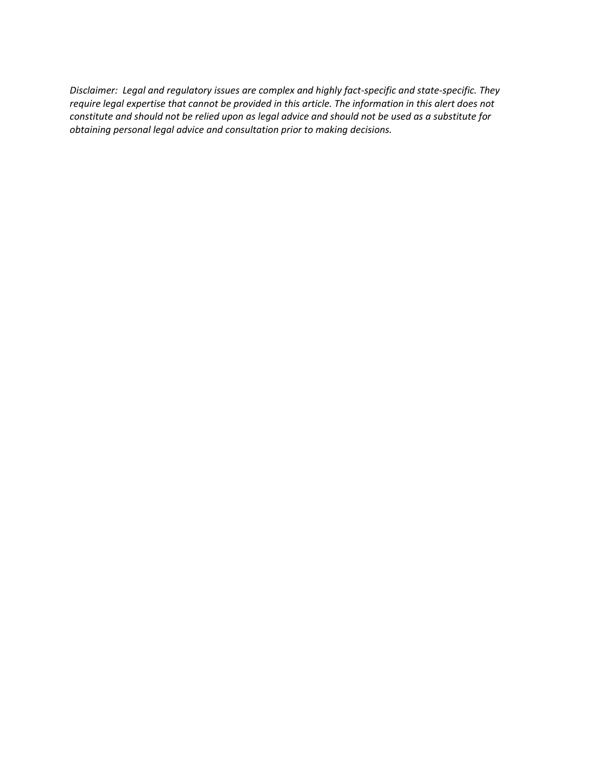*Disclaimer: Legal and regulatory issues are complex and highly fact-specific and state-specific. They require legal expertise that cannot be provided in this article. The information in this alert does not constitute and should not be relied upon as legal advice and should not be used as a substitute for obtaining personal legal advice and consultation prior to making decisions.*